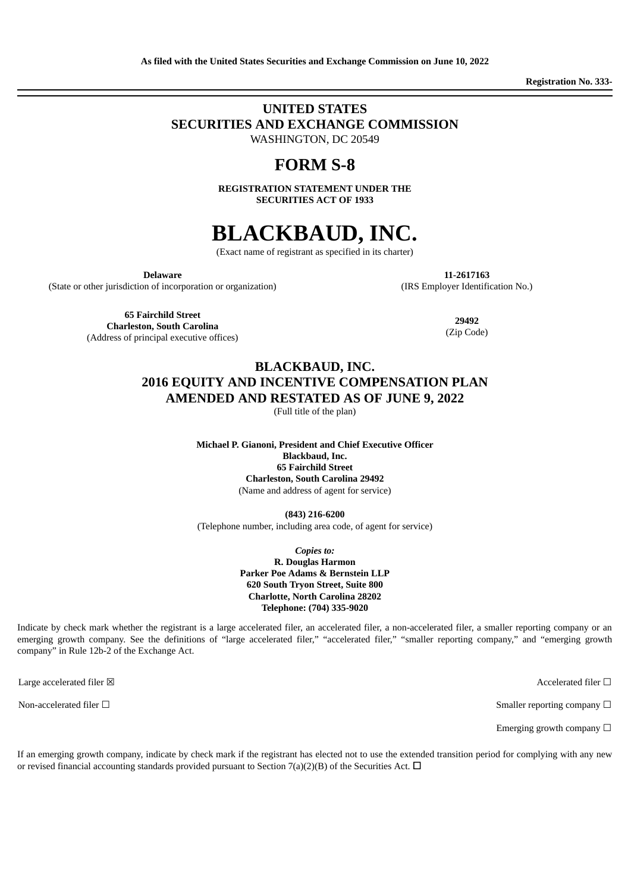**As filed with the United States Securities and Exchange Commission on June 10, 2022**

**Registration No. 333-**

---

# UNITED STATES
# SECURITIES AND EXCHANGE COMMISSION

WASHINGTON, DC 20549

# FORM S-8

**REGISTRATION STATEMENT UNDER THE SECURITIES ACT OF 1933**

# BLACKBAUD, INC.

(Exact name of registrant as specified in its charter)

| **Delaware** | **11-2617163** |
|---|---|
| (State or other jurisdiction of incorporation or organization) | (IRS Employer Identification No.) |
| **65 Fairchild Street**<br>**Charleston, South Carolina**<br>(Address of principal executive offices) | **29492**<br>(Zip Code) |

## BLACKBAUD, INC.
## 2016 EQUITY AND INCENTIVE COMPENSATION PLAN
## AMENDED AND RESTATED AS OF JUNE 9, 2022

(Full title of the plan)

**Michael P. Gianoni, President and Chief Executive Officer**
**Blackbaud, Inc.**
**65 Fairchild Street**
**Charleston, South Carolina 29492**
(Name and address of agent for service)

**(843) 216-6200**
(Telephone number, including area code, of agent for service)

***Copies to:***
**R. Douglas Harmon**
**Parker Poe Adams & Bernstein LLP**
**620 South Tryon Street, Suite 800**
**Charlotte, North Carolina 28202**
**Telephone: (704) 335-9020**

Indicate by check mark whether the registrant is a large accelerated filer, an accelerated filer, a non-accelerated filer, a smaller reporting company or an emerging growth company. See the definitions of "large accelerated filer," "accelerated filer," "smaller reporting company," and "emerging growth company" in Rule 12b-2 of the Exchange Act.

| | |
|---|---|
| Large accelerated filer ☒ | Accelerated filer ☐ |
| Non-accelerated filer ☐ | Smaller reporting company ☐ |
| | Emerging growth company ☐ |

If an emerging growth company, indicate by check mark if the registrant has elected not to use the extended transition period for complying with any new or revised financial accounting standards provided pursuant to Section 7(a)(2)(B) of the Securities Act. ☐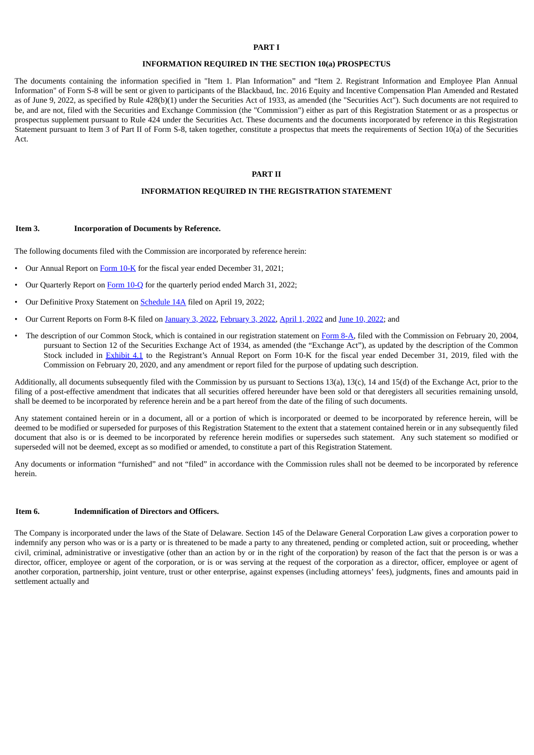## PART I

### INFORMATION REQUIRED IN THE SECTION 10(a) PROSPECTUS

The documents containing the information specified in "Item 1. Plan Information" and "Item 2. Registrant Information and Employee Plan Annual Information" of Form S-8 will be sent or given to participants of the Blackbaud, Inc. 2016 Equity and Incentive Compensation Plan Amended and Restated as of June 9, 2022, as specified by Rule 428(b)(1) under the Securities Act of 1933, as amended (the "Securities Act"). Such documents are not required to be, and are not, filed with the Securities and Exchange Commission (the "Commission") either as part of this Registration Statement or as a prospectus or prospectus supplement pursuant to Rule 424 under the Securities Act. These documents and the documents incorporated by reference in this Registration Statement pursuant to Item 3 of Part II of Form S-8, taken together, constitute a prospectus that meets the requirements of Section 10(a) of the Securities Act.

## PART II

### INFORMATION REQUIRED IN THE REGISTRATION STATEMENT

**Item 3. Incorporation of Documents by Reference.**

The following documents filed with the Commission are incorporated by reference herein:

- Our Annual Report on Form 10-K for the fiscal year ended December 31, 2021;
- Our Quarterly Report on Form 10-Q for the quarterly period ended March 31, 2022;
- Our Definitive Proxy Statement on Schedule 14A filed on April 19, 2022;
- Our Current Reports on Form 8-K filed on January 3, 2022, February 3, 2022, April 1, 2022 and June 10, 2022; and
- The description of our Common Stock, which is contained in our registration statement on Form 8-A, filed with the Commission on February 20, 2004, pursuant to Section 12 of the Securities Exchange Act of 1934, as amended (the "Exchange Act"), as updated by the description of the Common Stock included in Exhibit 4.1 to the Registrant's Annual Report on Form 10-K for the fiscal year ended December 31, 2019, filed with the Commission on February 20, 2020, and any amendment or report filed for the purpose of updating such description.

Additionally, all documents subsequently filed with the Commission by us pursuant to Sections 13(a), 13(c), 14 and 15(d) of the Exchange Act, prior to the filing of a post-effective amendment that indicates that all securities offered hereunder have been sold or that deregisters all securities remaining unsold, shall be deemed to be incorporated by reference herein and be a part hereof from the date of the filing of such documents.

Any statement contained herein or in a document, all or a portion of which is incorporated or deemed to be incorporated by reference herein, will be deemed to be modified or superseded for purposes of this Registration Statement to the extent that a statement contained herein or in any subsequently filed document that also is or is deemed to be incorporated by reference herein modifies or supersedes such statement. Any such statement so modified or superseded will not be deemed, except as so modified or amended, to constitute a part of this Registration Statement.

Any documents or information "furnished" and not "filed" in accordance with the Commission rules shall not be deemed to be incorporated by reference herein.

**Item 6. Indemnification of Directors and Officers.**

The Company is incorporated under the laws of the State of Delaware. Section 145 of the Delaware General Corporation Law gives a corporation power to indemnify any person who was or is a party or is threatened to be made a party to any threatened, pending or completed action, suit or proceeding, whether civil, criminal, administrative or investigative (other than an action by or in the right of the corporation) by reason of the fact that the person is or was a director, officer, employee or agent of the corporation, or is or was serving at the request of the corporation as a director, officer, employee or agent of another corporation, partnership, joint venture, trust or other enterprise, against expenses (including attorneys' fees), judgments, fines and amounts paid in settlement actually and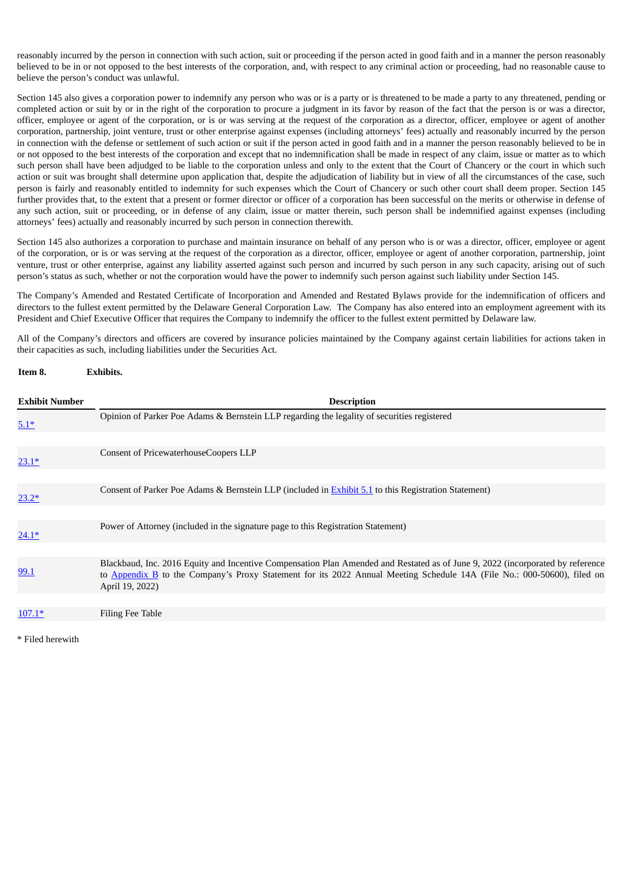reasonably incurred by the person in connection with such action, suit or proceeding if the person acted in good faith and in a manner the person reasonably believed to be in or not opposed to the best interests of the corporation, and, with respect to any criminal action or proceeding, had no reasonable cause to believe the person's conduct was unlawful.

Section 145 also gives a corporation power to indemnify any person who was or is a party or is threatened to be made a party to any threatened, pending or completed action or suit by or in the right of the corporation to procure a judgment in its favor by reason of the fact that the person is or was a director, officer, employee or agent of the corporation, or is or was serving at the request of the corporation as a director, officer, employee or agent of another corporation, partnership, joint venture, trust or other enterprise against expenses (including attorneys' fees) actually and reasonably incurred by the person in connection with the defense or settlement of such action or suit if the person acted in good faith and in a manner the person reasonably believed to be in or not opposed to the best interests of the corporation and except that no indemnification shall be made in respect of any claim, issue or matter as to which such person shall have been adjudged to be liable to the corporation unless and only to the extent that the Court of Chancery or the court in which such action or suit was brought shall determine upon application that, despite the adjudication of liability but in view of all the circumstances of the case, such person is fairly and reasonably entitled to indemnity for such expenses which the Court of Chancery or such other court shall deem proper. Section 145 further provides that, to the extent that a present or former director or officer of a corporation has been successful on the merits or otherwise in defense of any such action, suit or proceeding, or in defense of any claim, issue or matter therein, such person shall be indemnified against expenses (including attorneys' fees) actually and reasonably incurred by such person in connection therewith.

Section 145 also authorizes a corporation to purchase and maintain insurance on behalf of any person who is or was a director, officer, employee or agent of the corporation, or is or was serving at the request of the corporation as a director, officer, employee or agent of another corporation, partnership, joint venture, trust or other enterprise, against any liability asserted against such person and incurred by such person in any such capacity, arising out of such person's status as such, whether or not the corporation would have the power to indemnify such person against such liability under Section 145.

The Company's Amended and Restated Certificate of Incorporation and Amended and Restated Bylaws provide for the indemnification of officers and directors to the fullest extent permitted by the Delaware General Corporation Law. The Company has also entered into an employment agreement with its President and Chief Executive Officer that requires the Company to indemnify the officer to the fullest extent permitted by Delaware law.

All of the Company's directors and officers are covered by insurance policies maintained by the Company against certain liabilities for actions taken in their capacities as such, including liabilities under the Securities Act.

**Item 8. Exhibits.**

| Exhibit Number | Description |
|---|---|
| 5.1* | Opinion of Parker Poe Adams & Bernstein LLP regarding the legality of securities registered |
| 23.1* | Consent of PricewaterhouseCoopers LLP |
| 23.2* | Consent of Parker Poe Adams & Bernstein LLP (included in Exhibit 5.1 to this Registration Statement) |
| 24.1* | Power of Attorney (included in the signature page to this Registration Statement) |
| 99.1 | Blackbaud, Inc. 2016 Equity and Incentive Compensation Plan Amended and Restated as of June 9, 2022 (incorporated by reference to Appendix B to the Company's Proxy Statement for its 2022 Annual Meeting Schedule 14A (File No.: 000-50600), filed on April 19, 2022) |
| 107.1* | Filing Fee Table |

* Filed herewith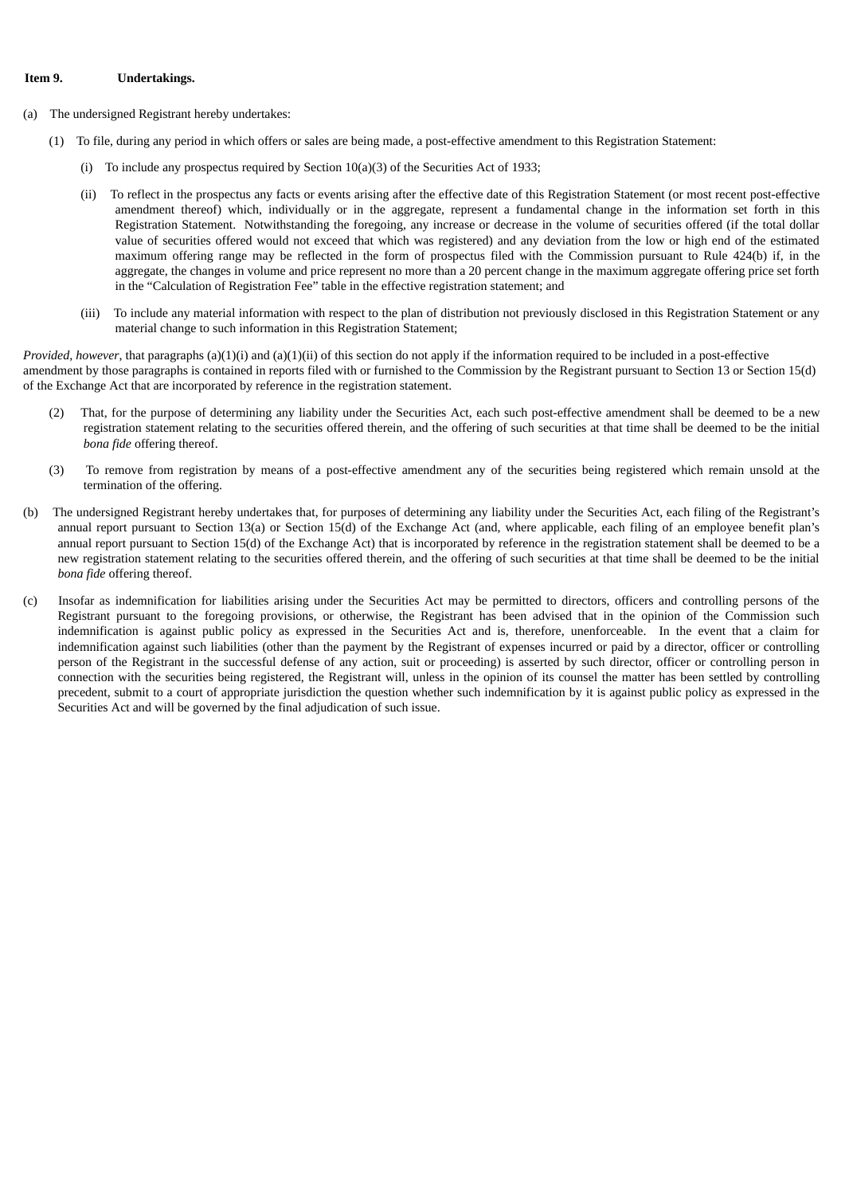**Item 9. Undertakings.**

(a) The undersigned Registrant hereby undertakes:

(1) To file, during any period in which offers or sales are being made, a post-effective amendment to this Registration Statement:

(i) To include any prospectus required by Section 10(a)(3) of the Securities Act of 1933;

(ii) To reflect in the prospectus any facts or events arising after the effective date of this Registration Statement (or most recent post-effective amendment thereof) which, individually or in the aggregate, represent a fundamental change in the information set forth in this Registration Statement. Notwithstanding the foregoing, any increase or decrease in the volume of securities offered (if the total dollar value of securities offered would not exceed that which was registered) and any deviation from the low or high end of the estimated maximum offering range may be reflected in the form of prospectus filed with the Commission pursuant to Rule 424(b) if, in the aggregate, the changes in volume and price represent no more than a 20 percent change in the maximum aggregate offering price set forth in the "Calculation of Registration Fee" table in the effective registration statement; and

(iii) To include any material information with respect to the plan of distribution not previously disclosed in this Registration Statement or any material change to such information in this Registration Statement;

*Provided, however*, that paragraphs (a)(1)(i) and (a)(1)(ii) of this section do not apply if the information required to be included in a post-effective amendment by those paragraphs is contained in reports filed with or furnished to the Commission by the Registrant pursuant to Section 13 or Section 15(d) of the Exchange Act that are incorporated by reference in the registration statement.

(2) That, for the purpose of determining any liability under the Securities Act, each such post-effective amendment shall be deemed to be a new registration statement relating to the securities offered therein, and the offering of such securities at that time shall be deemed to be the initial *bona fide* offering thereof.

(3) To remove from registration by means of a post-effective amendment any of the securities being registered which remain unsold at the termination of the offering.

(b) The undersigned Registrant hereby undertakes that, for purposes of determining any liability under the Securities Act, each filing of the Registrant's annual report pursuant to Section 13(a) or Section 15(d) of the Exchange Act (and, where applicable, each filing of an employee benefit plan's annual report pursuant to Section 15(d) of the Exchange Act) that is incorporated by reference in the registration statement shall be deemed to be a new registration statement relating to the securities offered therein, and the offering of such securities at that time shall be deemed to be the initial *bona fide* offering thereof.

(c) Insofar as indemnification for liabilities arising under the Securities Act may be permitted to directors, officers and controlling persons of the Registrant pursuant to the foregoing provisions, or otherwise, the Registrant has been advised that in the opinion of the Commission such indemnification is against public policy as expressed in the Securities Act and is, therefore, unenforceable. In the event that a claim for indemnification against such liabilities (other than the payment by the Registrant of expenses incurred or paid by a director, officer or controlling person of the Registrant in the successful defense of any action, suit or proceeding) is asserted by such director, officer or controlling person in connection with the securities being registered, the Registrant will, unless in the opinion of its counsel the matter has been settled by controlling precedent, submit to a court of appropriate jurisdiction the question whether such indemnification by it is against public policy as expressed in the Securities Act and will be governed by the final adjudication of such issue.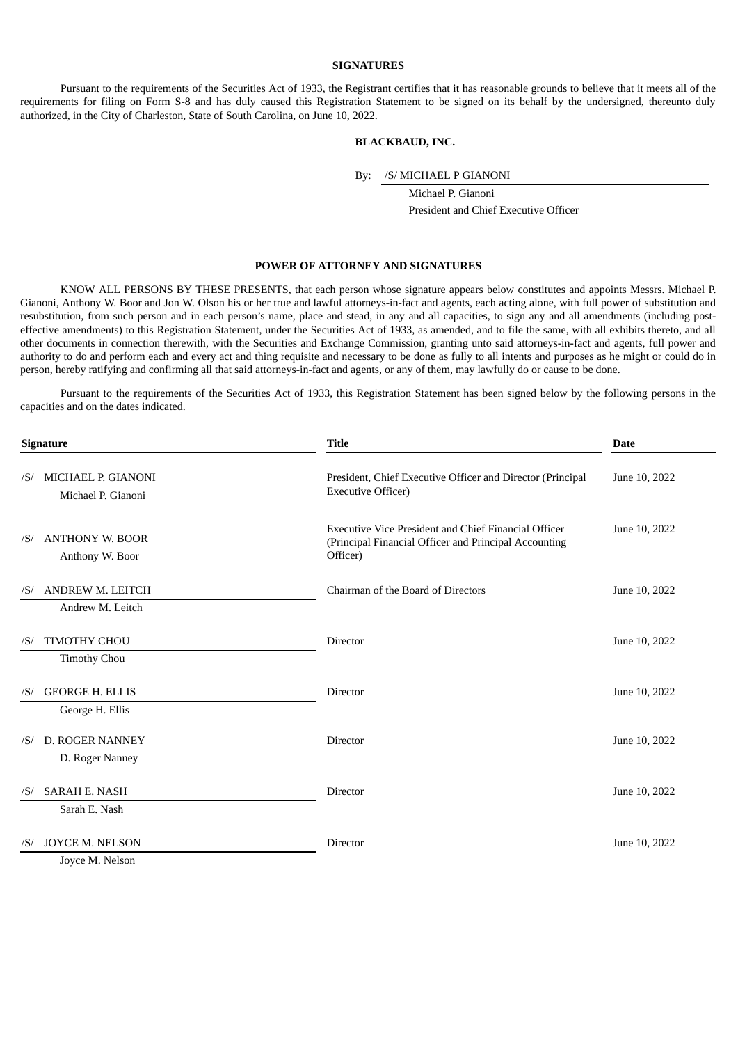## SIGNATURES

Pursuant to the requirements of the Securities Act of 1933, the Registrant certifies that it has reasonable grounds to believe that it meets all of the requirements for filing on Form S-8 and has duly caused this Registration Statement to be signed on its behalf by the undersigned, thereunto duly authorized, in the City of Charleston, State of South Carolina, on June 10, 2022.

**BLACKBAUD, INC.**

By: /S/ MICHAEL P GIANONI

Michael P. Gianoni

President and Chief Executive Officer

## POWER OF ATTORNEY AND SIGNATURES

KNOW ALL PERSONS BY THESE PRESENTS, that each person whose signature appears below constitutes and appoints Messrs. Michael P. Gianoni, Anthony W. Boor and Jon W. Olson his or her true and lawful attorneys-in-fact and agents, each acting alone, with full power of substitution and resubstitution, from such person and in each person's name, place and stead, in any and all capacities, to sign any and all amendments (including post-effective amendments) to this Registration Statement, under the Securities Act of 1933, as amended, and to file the same, with all exhibits thereto, and all other documents in connection therewith, with the Securities and Exchange Commission, granting unto said attorneys-in-fact and agents, full power and authority to do and perform each and every act and thing requisite and necessary to be done as fully to all intents and purposes as he might or could do in person, hereby ratifying and confirming all that said attorneys-in-fact and agents, or any of them, may lawfully do or cause to be done.

Pursuant to the requirements of the Securities Act of 1933, this Registration Statement has been signed below by the following persons in the capacities and on the dates indicated.

| Signature | Title | Date |
|---|---|---|
| /S/ MICHAEL P. GIANONI<br>Michael P. Gianoni | President, Chief Executive Officer and Director (Principal Executive Officer) | June 10, 2022 |
| /S/ ANTHONY W. BOOR<br>Anthony W. Boor | Executive Vice President and Chief Financial Officer (Principal Financial Officer and Principal Accounting Officer) | June 10, 2022 |
| /S/ ANDREW M. LEITCH<br>Andrew M. Leitch | Chairman of the Board of Directors | June 10, 2022 |
| /S/ TIMOTHY CHOU<br>Timothy Chou | Director | June 10, 2022 |
| /S/ GEORGE H. ELLIS<br>George H. Ellis | Director | June 10, 2022 |
| /S/ D. ROGER NANNEY<br>D. Roger Nanney | Director | June 10, 2022 |
| /S/ SARAH E. NASH<br>Sarah E. Nash | Director | June 10, 2022 |
| /S/ JOYCE M. NELSON<br>Joyce M. Nelson | Director | June 10, 2022 |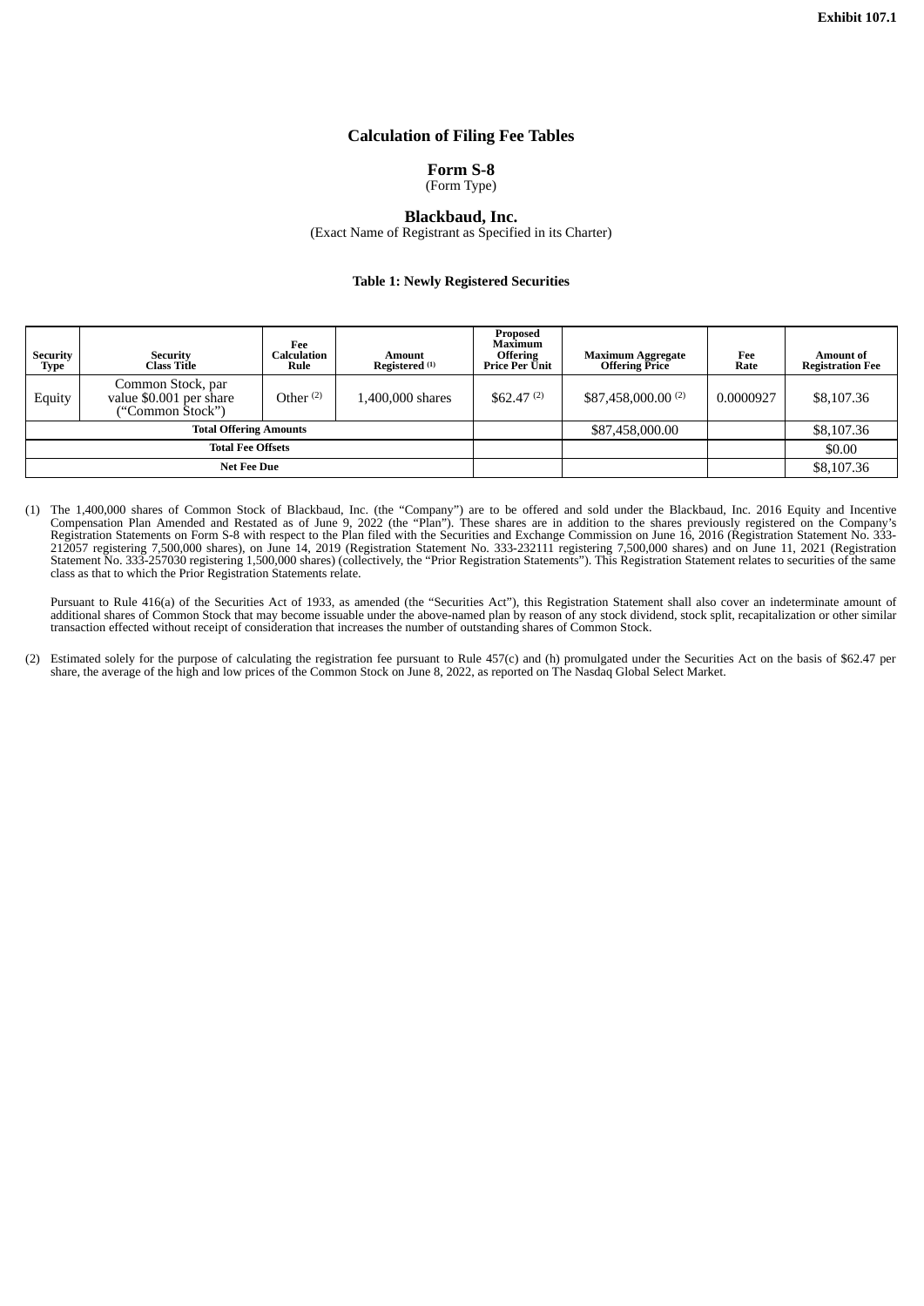Exhibit 107.1

# Calculation of Filing Fee Tables

## Form S-8

(Form Type)

## Blackbaud, Inc.

(Exact Name of Registrant as Specified in its Charter)

### Table 1: Newly Registered Securities

| Security Type | Security Class Title | Fee Calculation Rule | Amount Registered [1] | Proposed Maximum Offering Price Per Unit | Maximum Aggregate Offering Price | Fee Rate | Amount of Registration Fee |
|---|---|---|---|---|---|---|---|
| Equity | Common Stock, par value $0.001 per share ("Common Stock") | Other [2] | 1,400,000 shares | $62.47 [2] | $87,458,000.00 [2] | 0.0000927 | $8,107.36 |
| **Total Offering Amounts** | | | | | $87,458,000.00 | | $8,107.36 |
| **Total Fee Offsets** | | | | | | | $0.00 |
| **Net Fee Due** | | | | | | | $8,107.36 |

(1) The 1,400,000 shares of Common Stock of Blackbaud, Inc. (the "Company") are to be offered and sold under the Blackbaud, Inc. 2016 Equity and Incentive Compensation Plan Amended and Restated as of June 9, 2022 (the "Plan"). These shares are in addition to the shares previously registered on the Company's Registration Statements on Form S-8 with respect to the Plan filed with the Securities and Exchange Commission on June 16, 2016 (Registration Statement No. 333-212057 registering 7,500,000 shares), on June 14, 2019 (Registration Statement No. 333-232111 registering 7,500,000 shares) and on June 11, 2021 (Registration Statement No. 333-257030 registering 1,500,000 shares) (collectively, the "Prior Registration Statements"). This Registration Statement relates to securities of the same class as that to which the Prior Registration Statements relate.

Pursuant to Rule 416(a) of the Securities Act of 1933, as amended (the "Securities Act"), this Registration Statement shall also cover an indeterminate amount of additional shares of Common Stock that may become issuable under the above-named plan by reason of any stock dividend, stock split, recapitalization or other similar transaction effected without receipt of consideration that increases the number of outstanding shares of Common Stock.

(2) Estimated solely for the purpose of calculating the registration fee pursuant to Rule 457(c) and (h) promulgated under the Securities Act on the basis of $62.47 per share, the average of the high and low prices of the Common Stock on June 8, 2022, as reported on The Nasdaq Global Select Market.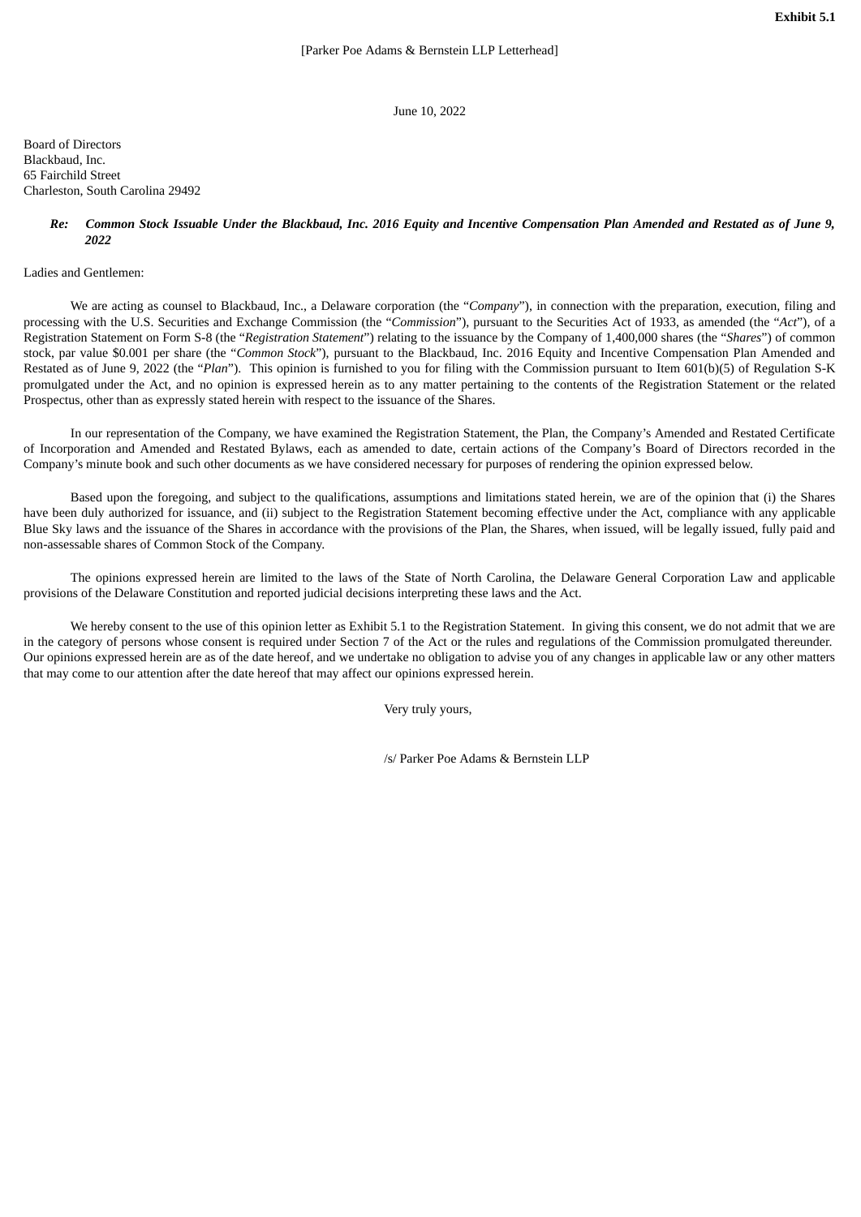**Exhibit 5.1**

[Parker Poe Adams & Bernstein LLP Letterhead]

June 10, 2022

Board of Directors
Blackbaud, Inc.
65 Fairchild Street
Charleston, South Carolina 29492

***Re: Common Stock Issuable Under the Blackbaud, Inc. 2016 Equity and Incentive Compensation Plan Amended and Restated as of June 9, 2022***

Ladies and Gentlemen:

We are acting as counsel to Blackbaud, Inc., a Delaware corporation (the "*Company*"), in connection with the preparation, execution, filing and processing with the U.S. Securities and Exchange Commission (the "*Commission*"), pursuant to the Securities Act of 1933, as amended (the "*Act*"), of a Registration Statement on Form S-8 (the "*Registration Statement*") relating to the issuance by the Company of 1,400,000 shares (the "*Shares*") of common stock, par value $0.001 per share (the "*Common Stock*"), pursuant to the Blackbaud, Inc. 2016 Equity and Incentive Compensation Plan Amended and Restated as of June 9, 2022 (the "*Plan*"). This opinion is furnished to you for filing with the Commission pursuant to Item 601(b)(5) of Regulation S-K promulgated under the Act, and no opinion is expressed herein as to any matter pertaining to the contents of the Registration Statement or the related Prospectus, other than as expressly stated herein with respect to the issuance of the Shares.

In our representation of the Company, we have examined the Registration Statement, the Plan, the Company's Amended and Restated Certificate of Incorporation and Amended and Restated Bylaws, each as amended to date, certain actions of the Company's Board of Directors recorded in the Company's minute book and such other documents as we have considered necessary for purposes of rendering the opinion expressed below.

Based upon the foregoing, and subject to the qualifications, assumptions and limitations stated herein, we are of the opinion that (i) the Shares have been duly authorized for issuance, and (ii) subject to the Registration Statement becoming effective under the Act, compliance with any applicable Blue Sky laws and the issuance of the Shares in accordance with the provisions of the Plan, the Shares, when issued, will be legally issued, fully paid and non-assessable shares of Common Stock of the Company.

The opinions expressed herein are limited to the laws of the State of North Carolina, the Delaware General Corporation Law and applicable provisions of the Delaware Constitution and reported judicial decisions interpreting these laws and the Act.

We hereby consent to the use of this opinion letter as Exhibit 5.1 to the Registration Statement. In giving this consent, we do not admit that we are in the category of persons whose consent is required under Section 7 of the Act or the rules and regulations of the Commission promulgated thereunder. Our opinions expressed herein are as of the date hereof, and we undertake no obligation to advise you of any changes in applicable law or any other matters that may come to our attention after the date hereof that may affect our opinions expressed herein.

Very truly yours,

/s/ Parker Poe Adams & Bernstein LLP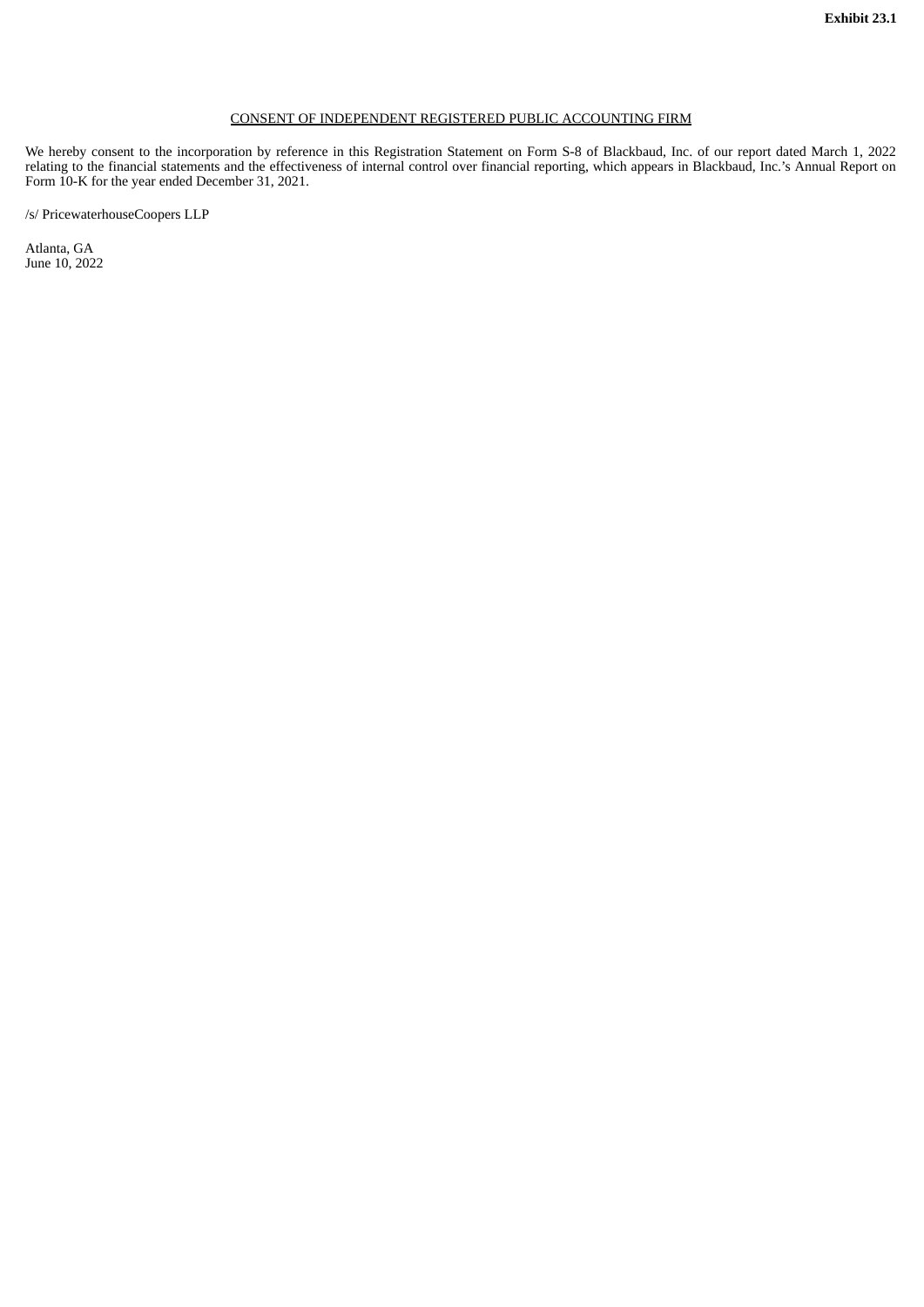**Exhibit 23.1**

CONSENT OF INDEPENDENT REGISTERED PUBLIC ACCOUNTING FIRM

We hereby consent to the incorporation by reference in this Registration Statement on Form S-8 of Blackbaud, Inc. of our report dated March 1, 2022 relating to the financial statements and the effectiveness of internal control over financial reporting, which appears in Blackbaud, Inc.'s Annual Report on Form 10-K for the year ended December 31, 2021.

/s/ PricewaterhouseCoopers LLP

Atlanta, GA
June 10, 2022